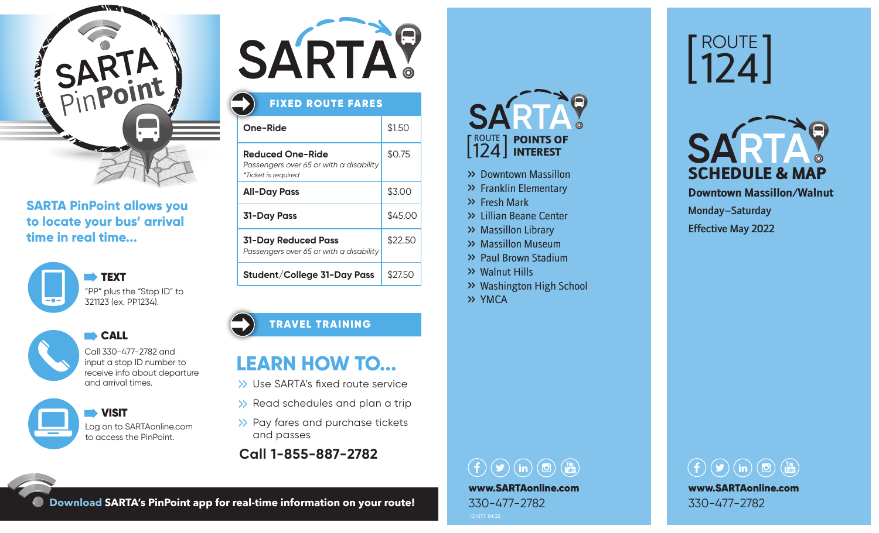# SARTA PinPoint

**SARTA PinPoint allows you to locate your bus' arrival time in real time...**

**TEXT**
"PP" plus the "Stop ID" to 321123 (ex. PP1234).

**CALL**
Call 330-477-2782 and input a stop ID number to receive info about departure and arrival times.

**VISIT**
Log on to SARTAonline.com to access the PinPoint.

**Download** SARTA's PinPoint app for real-time information on your route!

# SARTA

## FIXED ROUTE FARES

| Fare | Price |
|---|---|
| **One-Ride** | $1.50 |
| **Reduced One-Ride** *Passengers over 65 or with a disability* *\*Ticket is required* | $0.75 |
| **All-Day Pass** | $3.00 |
| **31-Day Pass** | $45.00 |
| **31-Day Reduced Pass** *Passengers over 65 or with a disability* | $22.50 |
| **Student/College 31-Day Pass** | $27.50 |

## TRAVEL TRAINING

### LEARN HOW TO...

- Use SARTA's fixed route service
- Read schedules and plan a trip
- Pay fares and purchase tickets and passes

**Call 1-855-887-2782**

# SARTA

## [ROUTE 124] POINTS OF INTEREST

- Downtown Massillon
- Franklin Elementary
- Fresh Mark
- Lillian Beane Center
- Massillon Library
- Massillon Museum
- Paul Brown Stadium
- Walnut Hills
- Washington High School
- YMCA

**www.SARTAonline.com**
330-477-2782

121071 04/22

# [ROUTE 124]

# SARTA SCHEDULE & MAP

**Downtown Massillon/Walnut**

**Monday–Saturday**

**Effective May 2022**

**www.SARTAonline.com**
330-477-2782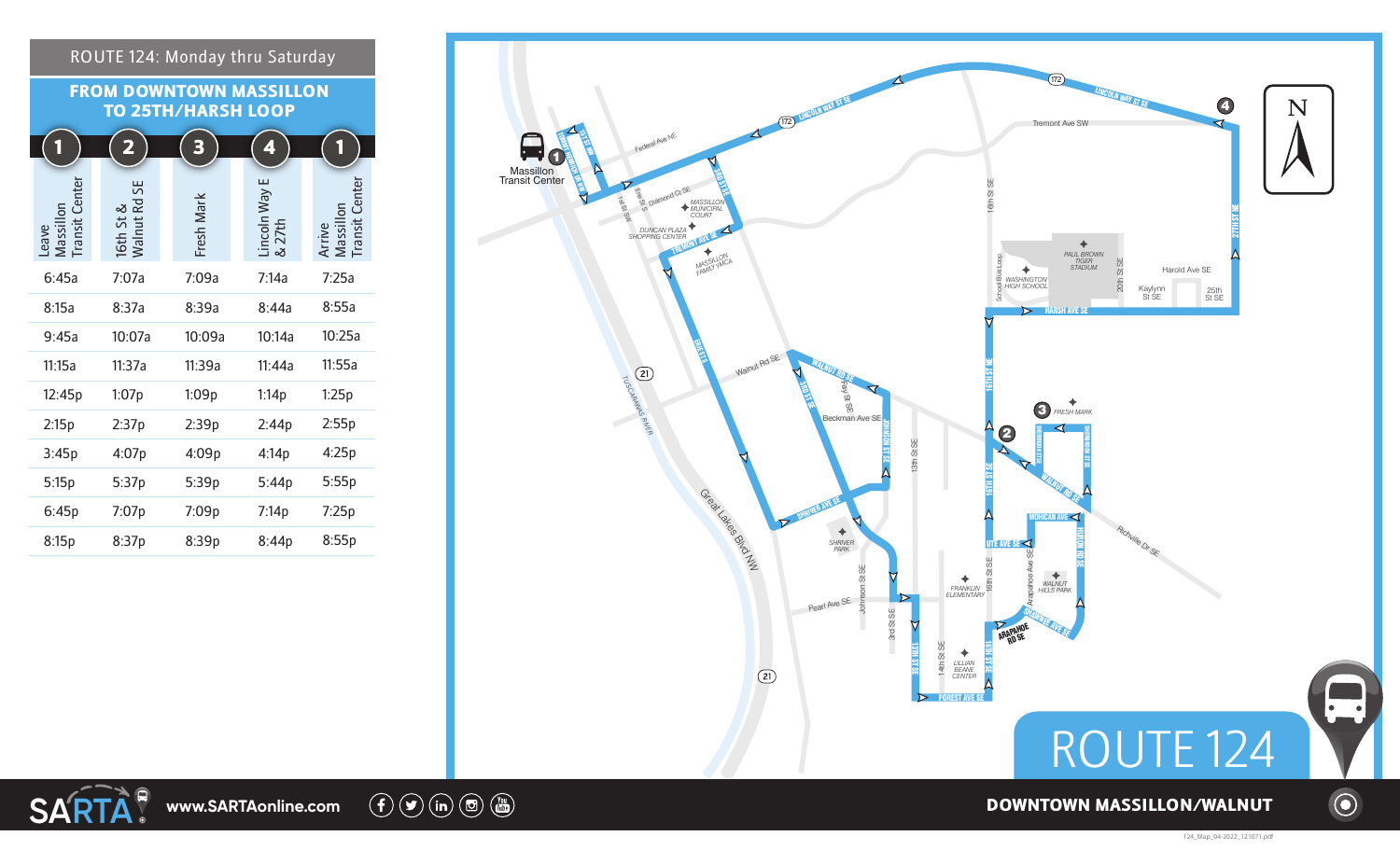## ROUTE 124: Monday thru Saturday

### FROM DOWNTOWN MASSILLON TO 25TH/HARSH LOOP

| 1 Leave Massillon Transit Center | 2 16th St & Walnut Rd SE | 3 Fresh Mark | 4 Lincoln Way E & 27th | 1 Arrive Massillon Transit Center |
|---|---|---|---|---|
| 6:45a | 7:07a | 7:09a | 7:14a | 7:25a |
| 8:15a | 8:37a | 8:39a | 8:44a | 8:55a |
| 9:45a | 10:07a | 10:09a | 10:14a | 10:25a |
| 11:15a | 11:37a | 11:39a | 11:44a | 11:55a |
| 12:45p | 1:07p | 1:09p | 1:14p | 1:25p |
| 2:15p | 2:37p | 2:39p | 2:44p | 2:55p |
| 3:45p | 4:07p | 4:09p | 4:14p | 4:25p |
| 5:15p | 5:37p | 5:39p | 5:44p | 5:55p |
| 6:45p | 7:07p | 7:09p | 7:14p | 7:25p |
| 8:15p | 8:37p | 8:39p | 8:44p | 8:55p |

# ROUTE 124

Massillon Transit Center
Lincoln Way St SE
Tremont Ave SW
27th St NE
Harsh Ave SE
Harold Ave SE
Kaylynn St SE
25th St SE
20th St SE
16th St SE
16th St NE
Paul Brown Tiger Stadium
Washington High School
School Bus Loop
Federal Ave NE
Diamond Ct SE
Massillon Municipal Court
Duncan Plaza Shopping Center
Tremont Ave SE
Massillon Family YMCA
Erie St S
1st St SW
3rd St SE
6th St SE
Walnut Rd SE
Fay St SE
Beckman Ave SE
Johnson St SE
13th St SE
Shriver Ave SE
Shriver Park
Pearl Ave SE
3rd St SE
14th St SE
Forest Ave SE
Lillian Beane Center
Franklin Elementary
Ute Ave SE
Mohican Ave SE
Arapahoe Ave SE
Arapahoe Rd SE
Shawnee Ave SE
Walnut Hills Park
Huron Rd SE
Seminole St SE
Fresh Mark
Richville Dr SE
Tuscarawas River
Great Lakes Blvd NW
21
172

SARTA
www.SARTAonline.com

DOWNTOWN MASSILLON/WALNUT